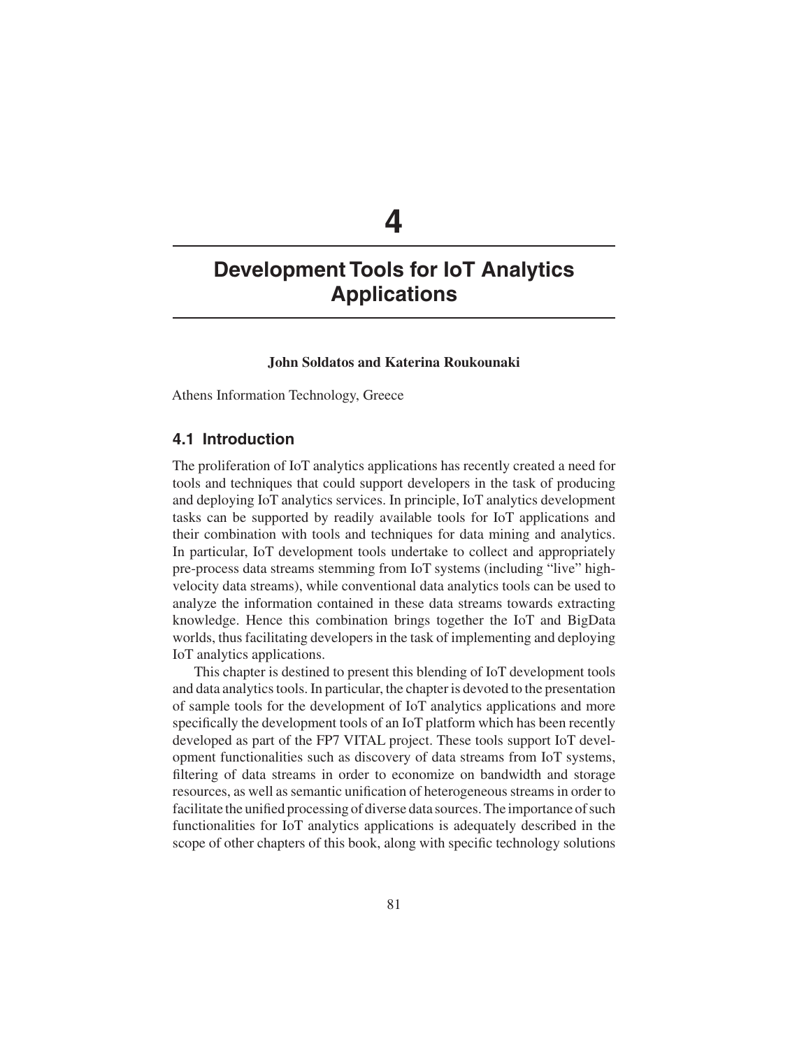# 4

# Development Tools for IoT Analytics Applications

**John Soldatos and Katerina Roukounaki**

Athens Information Technology, Greece

## 4.1 Introduction

The proliferation of IoT analytics applications has recently created a need for tools and techniques that could support developers in the task of producing and deploying IoT analytics services. In principle, IoT analytics development tasks can be supported by readily available tools for IoT applications and their combination with tools and techniques for data mining and analytics. In particular, IoT development tools undertake to collect and appropriately pre-process data streams stemming from IoT systems (including "live" high-velocity data streams), while conventional data analytics tools can be used to analyze the information contained in these data streams towards extracting knowledge. Hence this combination brings together the IoT and BigData worlds, thus facilitating developers in the task of implementing and deploying IoT analytics applications.

This chapter is destined to present this blending of IoT development tools and data analytics tools. In particular, the chapter is devoted to the presentation of sample tools for the development of IoT analytics applications and more specifically the development tools of an IoT platform which has been recently developed as part of the FP7 VITAL project. These tools support IoT development functionalities such as discovery of data streams from IoT systems, filtering of data streams in order to economize on bandwidth and storage resources, as well as semantic unification of heterogeneous streams in order to facilitate the unified processing of diverse data sources. The importance of such functionalities for IoT analytics applications is adequately described in the scope of other chapters of this book, along with specific technology solutions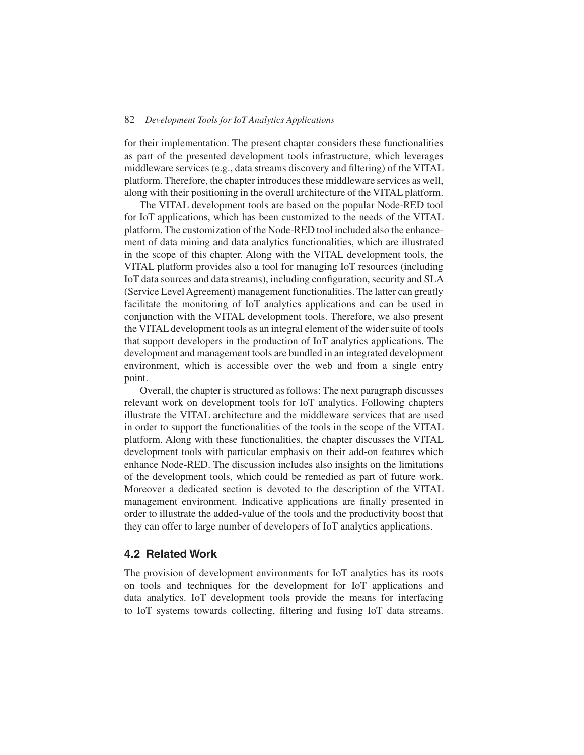for their implementation. The present chapter considers these functionalities as part of the presented development tools infrastructure, which leverages middleware services (e.g., data streams discovery and filtering) of the VITAL platform. Therefore, the chapter introduces these middleware services as well, along with their positioning in the overall architecture of the VITAL platform.

The VITAL development tools are based on the popular Node-RED tool for IoT applications, which has been customized to the needs of the VITAL platform. The customization of the Node-RED tool included also the enhancement of data mining and data analytics functionalities, which are illustrated in the scope of this chapter. Along with the VITAL development tools, the VITAL platform provides also a tool for managing IoT resources (including IoT data sources and data streams), including configuration, security and SLA (Service Level Agreement) management functionalities. The latter can greatly facilitate the monitoring of IoT analytics applications and can be used in conjunction with the VITAL development tools. Therefore, we also present the VITAL development tools as an integral element of the wider suite of tools that support developers in the production of IoT analytics applications. The development and management tools are bundled in an integrated development environment, which is accessible over the web and from a single entry point.

Overall, the chapter is structured as follows: The next paragraph discusses relevant work on development tools for IoT analytics. Following chapters illustrate the VITAL architecture and the middleware services that are used in order to support the functionalities of the tools in the scope of the VITAL platform. Along with these functionalities, the chapter discusses the VITAL development tools with particular emphasis on their add-on features which enhance Node-RED. The discussion includes also insights on the limitations of the development tools, which could be remedied as part of future work. Moreover a dedicated section is devoted to the description of the VITAL management environment. Indicative applications are finally presented in order to illustrate the added-value of the tools and the productivity boost that they can offer to large number of developers of IoT analytics applications.

## 4.2 Related Work

The provision of development environments for IoT analytics has its roots on tools and techniques for the development for IoT applications and data analytics. IoT development tools provide the means for interfacing to IoT systems towards collecting, filtering and fusing IoT data streams.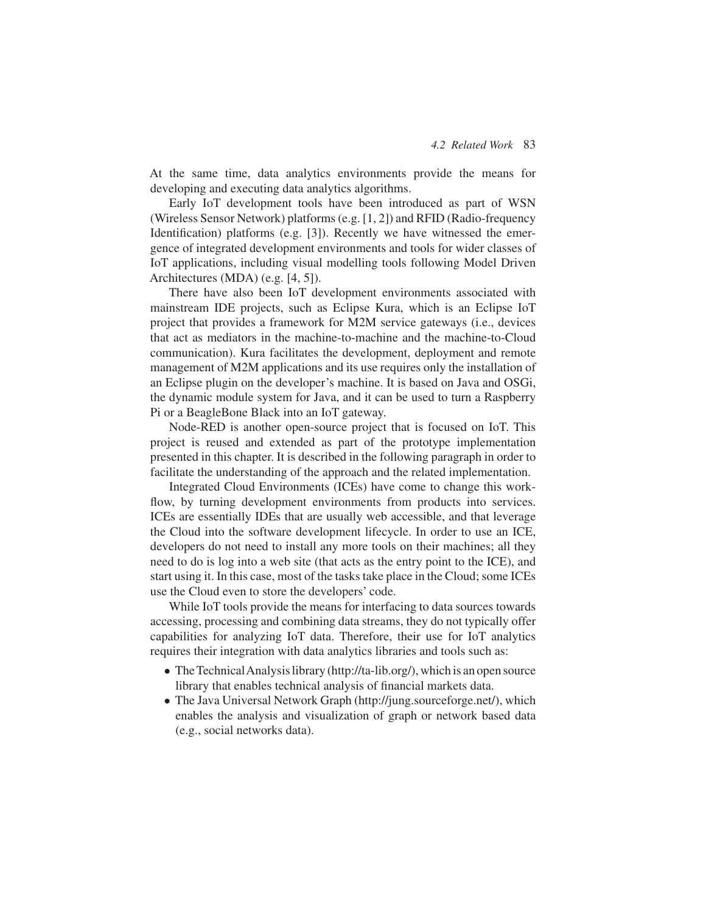At the same time, data analytics environments provide the means for developing and executing data analytics algorithms.

Early IoT development tools have been introduced as part of WSN (Wireless Sensor Network) platforms (e.g. [1, 2]) and RFID (Radio-frequency Identification) platforms (e.g. [3]). Recently we have witnessed the emergence of integrated development environments and tools for wider classes of IoT applications, including visual modelling tools following Model Driven Architectures (MDA) (e.g. [4, 5]).

There have also been IoT development environments associated with mainstream IDE projects, such as Eclipse Kura, which is an Eclipse IoT project that provides a framework for M2M service gateways (i.e., devices that act as mediators in the machine-to-machine and the machine-to-Cloud communication). Kura facilitates the development, deployment and remote management of M2M applications and its use requires only the installation of an Eclipse plugin on the developer's machine. It is based on Java and OSGi, the dynamic module system for Java, and it can be used to turn a Raspberry Pi or a BeagleBone Black into an IoT gateway.

Node-RED is another open-source project that is focused on IoT. This project is reused and extended as part of the prototype implementation presented in this chapter. It is described in the following paragraph in order to facilitate the understanding of the approach and the related implementation.

Integrated Cloud Environments (ICEs) have come to change this workflow, by turning development environments from products into services. ICEs are essentially IDEs that are usually web accessible, and that leverage the Cloud into the software development lifecycle. In order to use an ICE, developers do not need to install any more tools on their machines; all they need to do is log into a web site (that acts as the entry point to the ICE), and start using it. In this case, most of the tasks take place in the Cloud; some ICEs use the Cloud even to store the developers' code.

While IoT tools provide the means for interfacing to data sources towards accessing, processing and combining data streams, they do not typically offer capabilities for analyzing IoT data. Therefore, their use for IoT analytics requires their integration with data analytics libraries and tools such as:

- The Technical Analysis library (http://ta-lib.org/), which is an open source library that enables technical analysis of financial markets data.
- The Java Universal Network Graph (http://jung.sourceforge.net/), which enables the analysis and visualization of graph or network based data (e.g., social networks data).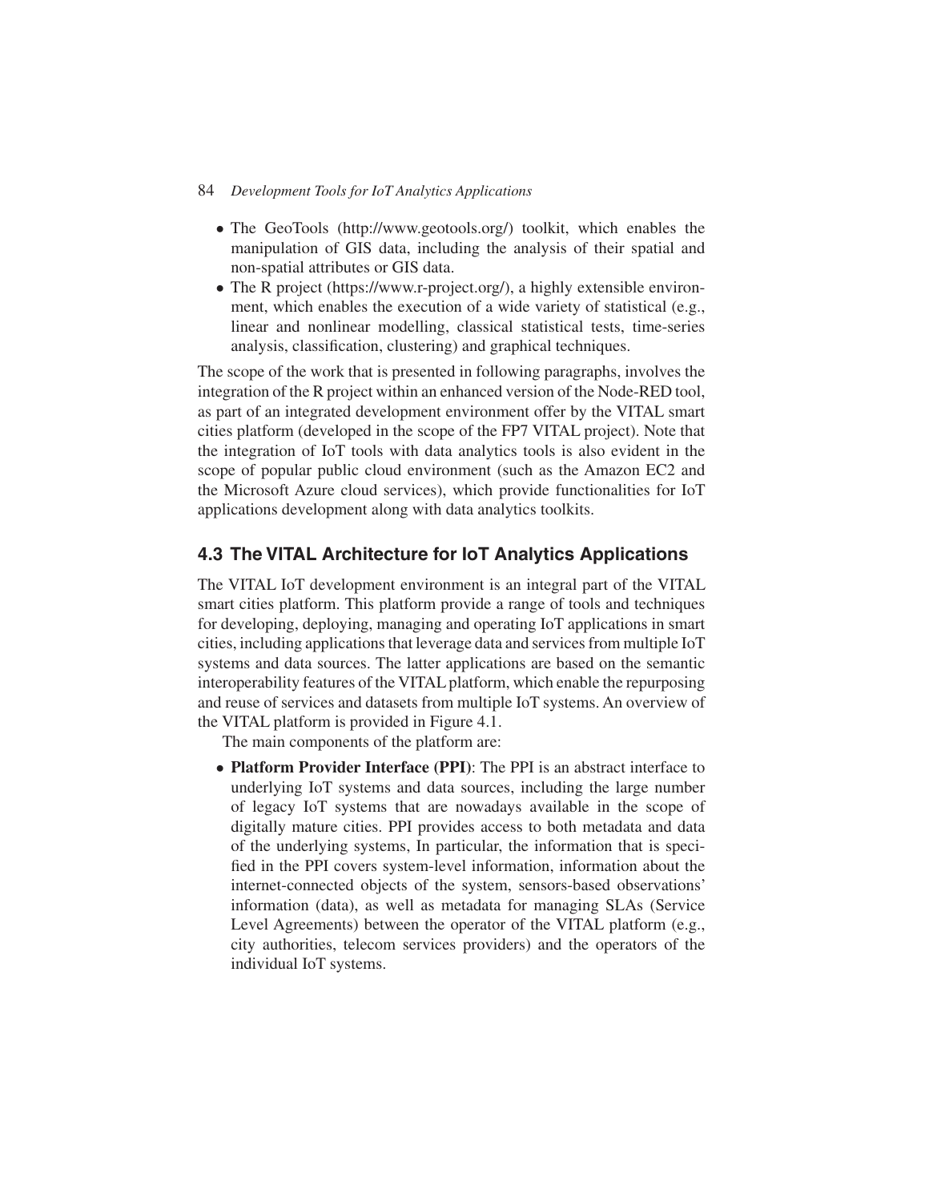- The GeoTools (http://www.geotools.org/) toolkit, which enables the manipulation of GIS data, including the analysis of their spatial and non-spatial attributes or GIS data.
- The R project (https://www.r-project.org/), a highly extensible environment, which enables the execution of a wide variety of statistical (e.g., linear and nonlinear modelling, classical statistical tests, time-series analysis, classification, clustering) and graphical techniques.

The scope of the work that is presented in following paragraphs, involves the integration of the R project within an enhanced version of the Node-RED tool, as part of an integrated development environment offer by the VITAL smart cities platform (developed in the scope of the FP7 VITAL project). Note that the integration of IoT tools with data analytics tools is also evident in the scope of popular public cloud environment (such as the Amazon EC2 and the Microsoft Azure cloud services), which provide functionalities for IoT applications development along with data analytics toolkits.

## 4.3 The VITAL Architecture for IoT Analytics Applications

The VITAL IoT development environment is an integral part of the VITAL smart cities platform. This platform provide a range of tools and techniques for developing, deploying, managing and operating IoT applications in smart cities, including applications that leverage data and services from multiple IoT systems and data sources. The latter applications are based on the semantic interoperability features of the VITAL platform, which enable the repurposing and reuse of services and datasets from multiple IoT systems. An overview of the VITAL platform is provided in Figure 4.1.

The main components of the platform are:

- **Platform Provider Interface (PPI)**: The PPI is an abstract interface to underlying IoT systems and data sources, including the large number of legacy IoT systems that are nowadays available in the scope of digitally mature cities. PPI provides access to both metadata and data of the underlying systems, In particular, the information that is specified in the PPI covers system-level information, information about the internet-connected objects of the system, sensors-based observations' information (data), as well as metadata for managing SLAs (Service Level Agreements) between the operator of the VITAL platform (e.g., city authorities, telecom services providers) and the operators of the individual IoT systems.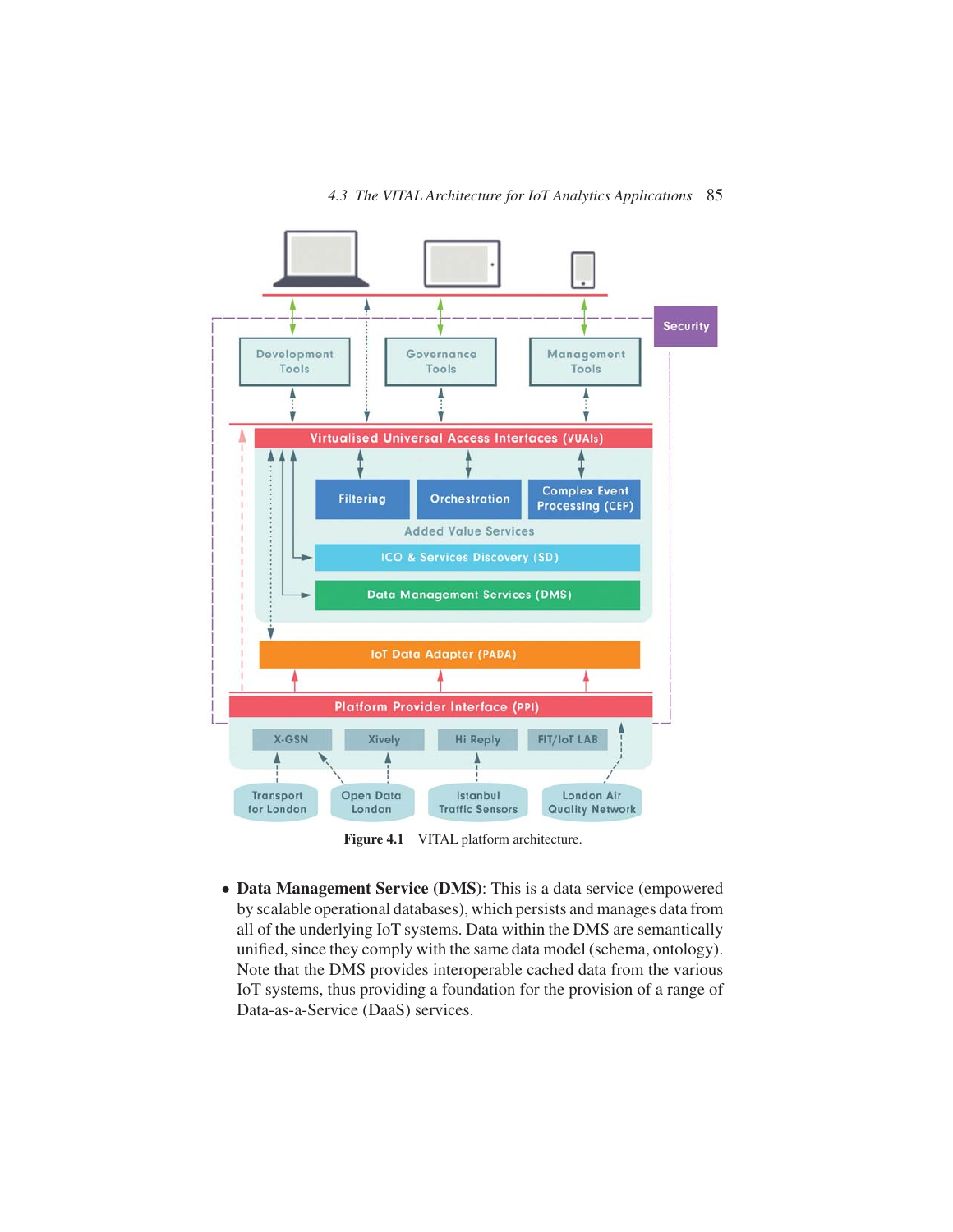Figure 4.1 VITAL platform architecture.

- **Data Management Service (DMS)**: This is a data service (empowered by scalable operational databases), which persists and manages data from all of the underlying IoT systems. Data within the DMS are semantically unified, since they comply with the same data model (schema, ontology). Note that the DMS provides interoperable cached data from the various IoT systems, thus providing a foundation for the provision of a range of Data-as-a-Service (DaaS) services.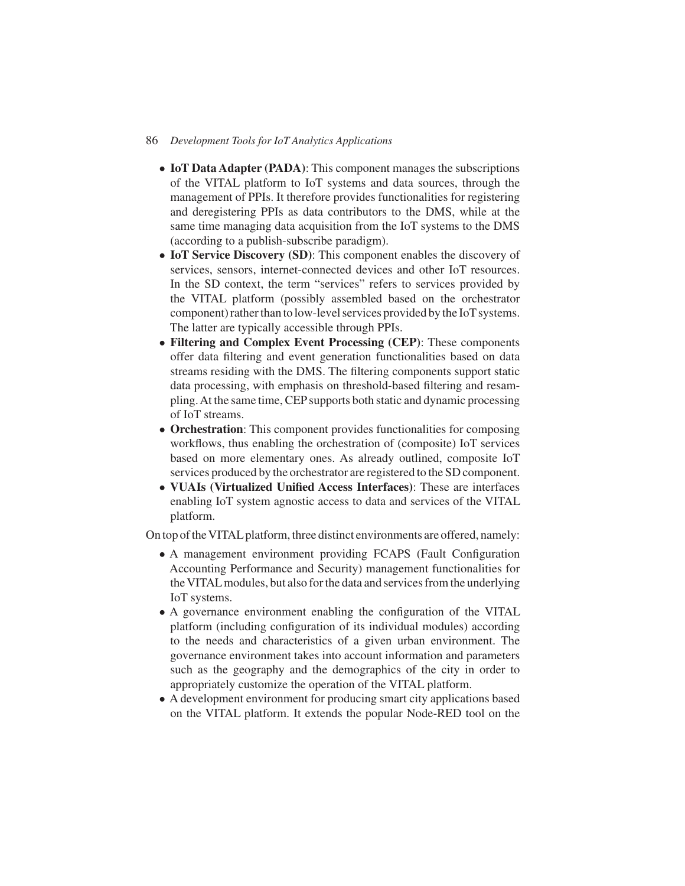- **IoT Data Adapter (PADA)**: This component manages the subscriptions of the VITAL platform to IoT systems and data sources, through the management of PPIs. It therefore provides functionalities for registering and deregistering PPIs as data contributors to the DMS, while at the same time managing data acquisition from the IoT systems to the DMS (according to a publish-subscribe paradigm).
- **IoT Service Discovery (SD)**: This component enables the discovery of services, sensors, internet-connected devices and other IoT resources. In the SD context, the term "services" refers to services provided by the VITAL platform (possibly assembled based on the orchestrator component) rather than to low-level services provided by the IoT systems. The latter are typically accessible through PPIs.
- **Filtering and Complex Event Processing (CEP)**: These components offer data filtering and event generation functionalities based on data streams residing with the DMS. The filtering components support static data processing, with emphasis on threshold-based filtering and resampling. At the same time, CEP supports both static and dynamic processing of IoT streams.
- **Orchestration**: This component provides functionalities for composing workflows, thus enabling the orchestration of (composite) IoT services based on more elementary ones. As already outlined, composite IoT services produced by the orchestrator are registered to the SD component.
- **VUAIs (Virtualized Unified Access Interfaces)**: These are interfaces enabling IoT system agnostic access to data and services of the VITAL platform.

On top of the VITAL platform, three distinct environments are offered, namely:

- A management environment providing FCAPS (Fault Configuration Accounting Performance and Security) management functionalities for the VITAL modules, but also for the data and services from the underlying IoT systems.
- A governance environment enabling the configuration of the VITAL platform (including configuration of its individual modules) according to the needs and characteristics of a given urban environment. The governance environment takes into account information and parameters such as the geography and the demographics of the city in order to appropriately customize the operation of the VITAL platform.
- A development environment for producing smart city applications based on the VITAL platform. It extends the popular Node-RED tool on the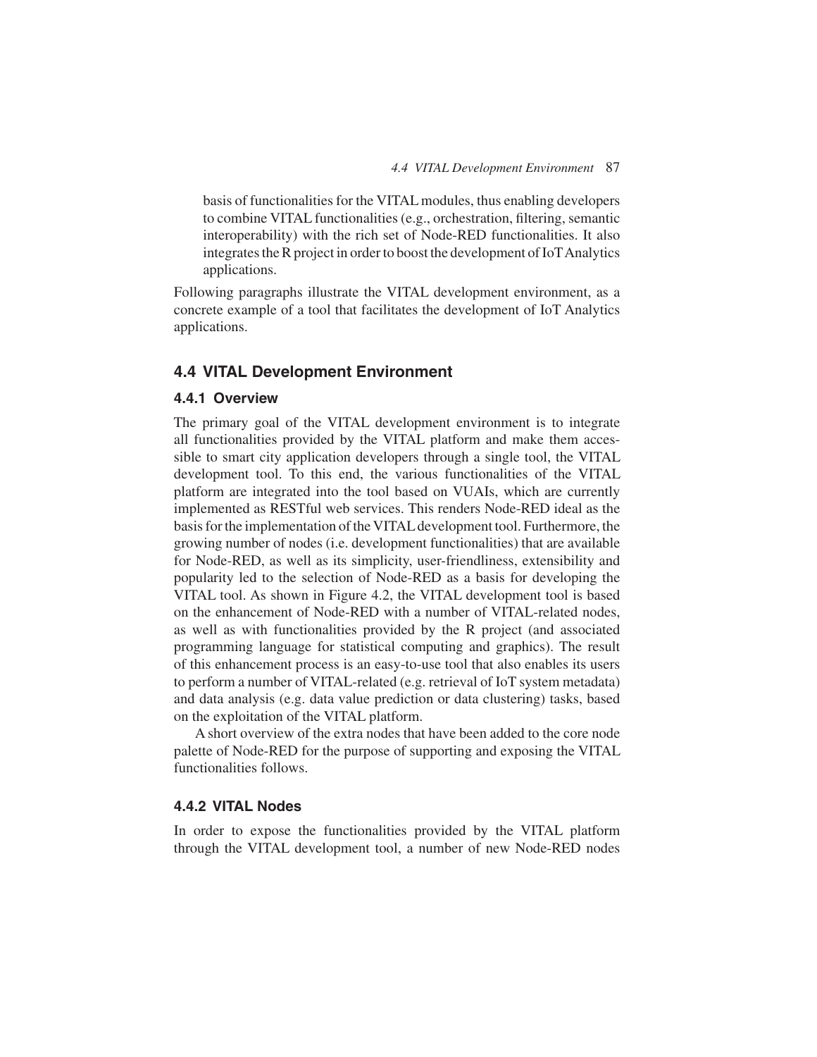basis of functionalities for the VITAL modules, thus enabling developers to combine VITAL functionalities (e.g., orchestration, filtering, semantic interoperability) with the rich set of Node-RED functionalities. It also integrates the R project in order to boost the development of IoT Analytics applications.

Following paragraphs illustrate the VITAL development environment, as a concrete example of a tool that facilitates the development of IoT Analytics applications.

## 4.4 VITAL Development Environment

### 4.4.1 Overview

The primary goal of the VITAL development environment is to integrate all functionalities provided by the VITAL platform and make them accessible to smart city application developers through a single tool, the VITAL development tool. To this end, the various functionalities of the VITAL platform are integrated into the tool based on VUAIs, which are currently implemented as RESTful web services. This renders Node-RED ideal as the basis for the implementation of the VITAL development tool. Furthermore, the growing number of nodes (i.e. development functionalities) that are available for Node-RED, as well as its simplicity, user-friendliness, extensibility and popularity led to the selection of Node-RED as a basis for developing the VITAL tool. As shown in Figure 4.2, the VITAL development tool is based on the enhancement of Node-RED with a number of VITAL-related nodes, as well as with functionalities provided by the R project (and associated programming language for statistical computing and graphics). The result of this enhancement process is an easy-to-use tool that also enables its users to perform a number of VITAL-related (e.g. retrieval of IoT system metadata) and data analysis (e.g. data value prediction or data clustering) tasks, based on the exploitation of the VITAL platform.

A short overview of the extra nodes that have been added to the core node palette of Node-RED for the purpose of supporting and exposing the VITAL functionalities follows.

### 4.4.2 VITAL Nodes

In order to expose the functionalities provided by the VITAL platform through the VITAL development tool, a number of new Node-RED nodes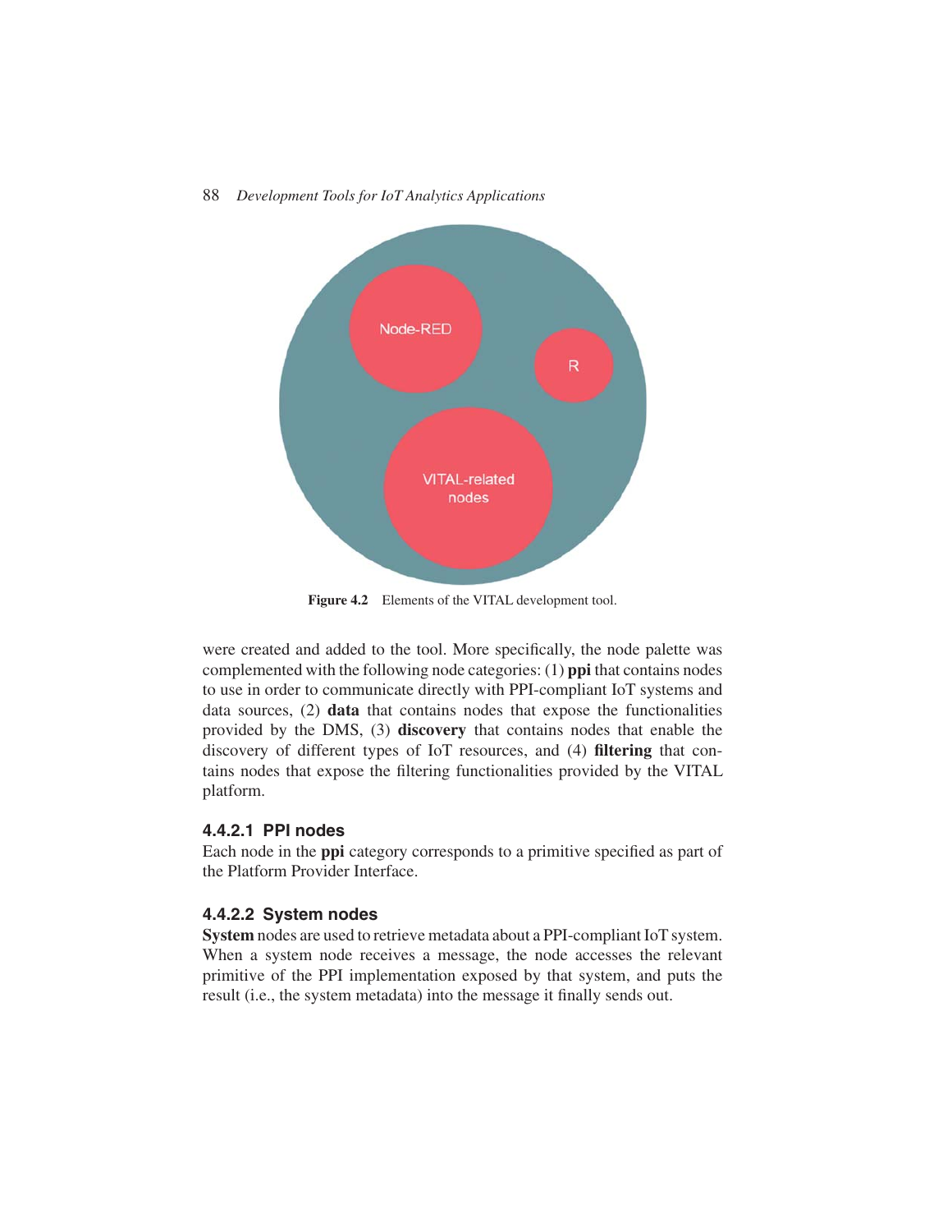Figure 4.2 Elements of the VITAL development tool.

were created and added to the tool. More specifically, the node palette was complemented with the following node categories: (1) **ppi** that contains nodes to use in order to communicate directly with PPI-compliant IoT systems and data sources, (2) **data** that contains nodes that expose the functionalities provided by the DMS, (3) **discovery** that contains nodes that enable the discovery of different types of IoT resources, and (4) **filtering** that contains nodes that expose the filtering functionalities provided by the VITAL platform.

#### 4.4.2.1 PPI nodes

Each node in the **ppi** category corresponds to a primitive specified as part of the Platform Provider Interface.

#### 4.4.2.2 System nodes

**System** nodes are used to retrieve metadata about a PPI-compliant IoT system. When a system node receives a message, the node accesses the relevant primitive of the PPI implementation exposed by that system, and puts the result (i.e., the system metadata) into the message it finally sends out.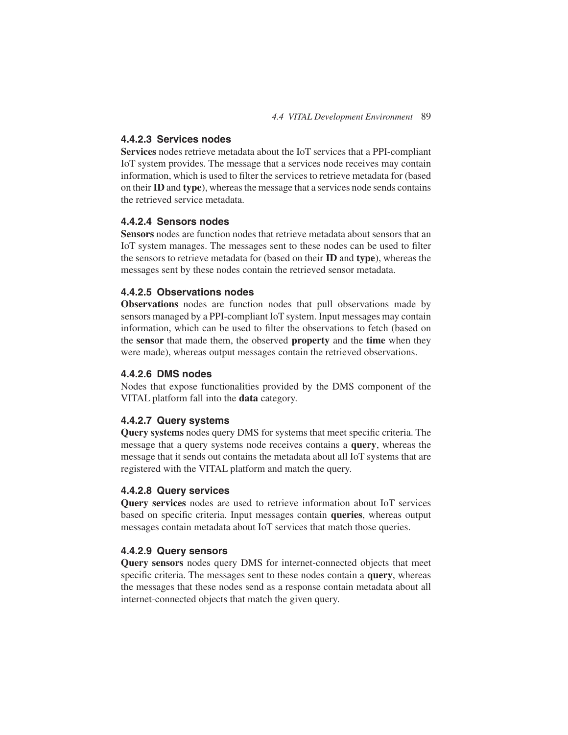#### 4.4.2.3 Services nodes

**Services** nodes retrieve metadata about the IoT services that a PPI-compliant IoT system provides. The message that a services node receives may contain information, which is used to filter the services to retrieve metadata for (based on their **ID** and **type**), whereas the message that a services node sends contains the retrieved service metadata.

#### 4.4.2.4 Sensors nodes

**Sensors** nodes are function nodes that retrieve metadata about sensors that an IoT system manages. The messages sent to these nodes can be used to filter the sensors to retrieve metadata for (based on their **ID** and **type**), whereas the messages sent by these nodes contain the retrieved sensor metadata.

#### 4.4.2.5 Observations nodes

**Observations** nodes are function nodes that pull observations made by sensors managed by a PPI-compliant IoT system. Input messages may contain information, which can be used to filter the observations to fetch (based on the **sensor** that made them, the observed **property** and the **time** when they were made), whereas output messages contain the retrieved observations.

#### 4.4.2.6 DMS nodes

Nodes that expose functionalities provided by the DMS component of the VITAL platform fall into the **data** category.

#### 4.4.2.7 Query systems

**Query systems** nodes query DMS for systems that meet specific criteria. The message that a query systems node receives contains a **query**, whereas the message that it sends out contains the metadata about all IoT systems that are registered with the VITAL platform and match the query.

#### 4.4.2.8 Query services

**Query services** nodes are used to retrieve information about IoT services based on specific criteria. Input messages contain **queries**, whereas output messages contain metadata about IoT services that match those queries.

#### 4.4.2.9 Query sensors

**Query sensors** nodes query DMS for internet-connected objects that meet specific criteria. The messages sent to these nodes contain a **query**, whereas the messages that these nodes send as a response contain metadata about all internet-connected objects that match the given query.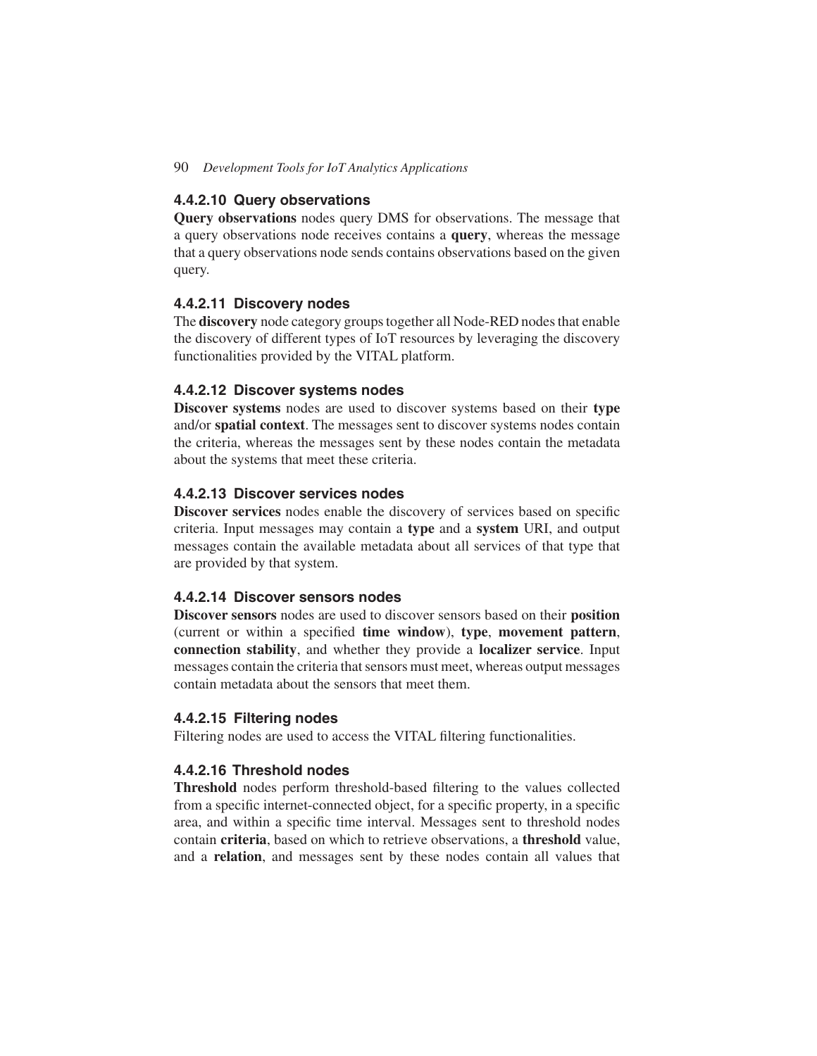#### 4.4.2.10 Query observations

**Query observations** nodes query DMS for observations. The message that a query observations node receives contains a **query**, whereas the message that a query observations node sends contains observations based on the given query.

#### 4.4.2.11 Discovery nodes

The **discovery** node category groups together all Node-RED nodes that enable the discovery of different types of IoT resources by leveraging the discovery functionalities provided by the VITAL platform.

#### 4.4.2.12 Discover systems nodes

**Discover systems** nodes are used to discover systems based on their **type** and/or **spatial context**. The messages sent to discover systems nodes contain the criteria, whereas the messages sent by these nodes contain the metadata about the systems that meet these criteria.

#### 4.4.2.13 Discover services nodes

**Discover services** nodes enable the discovery of services based on specific criteria. Input messages may contain a **type** and a **system** URI, and output messages contain the available metadata about all services of that type that are provided by that system.

#### 4.4.2.14 Discover sensors nodes

**Discover sensors** nodes are used to discover sensors based on their **position** (current or within a specified **time window**), **type**, **movement pattern**, **connection stability**, and whether they provide a **localizer service**. Input messages contain the criteria that sensors must meet, whereas output messages contain metadata about the sensors that meet them.

#### 4.4.2.15 Filtering nodes

Filtering nodes are used to access the VITAL filtering functionalities.

#### 4.4.2.16 Threshold nodes

**Threshold** nodes perform threshold-based filtering to the values collected from a specific internet-connected object, for a specific property, in a specific area, and within a specific time interval. Messages sent to threshold nodes contain **criteria**, based on which to retrieve observations, a **threshold** value, and a **relation**, and messages sent by these nodes contain all values that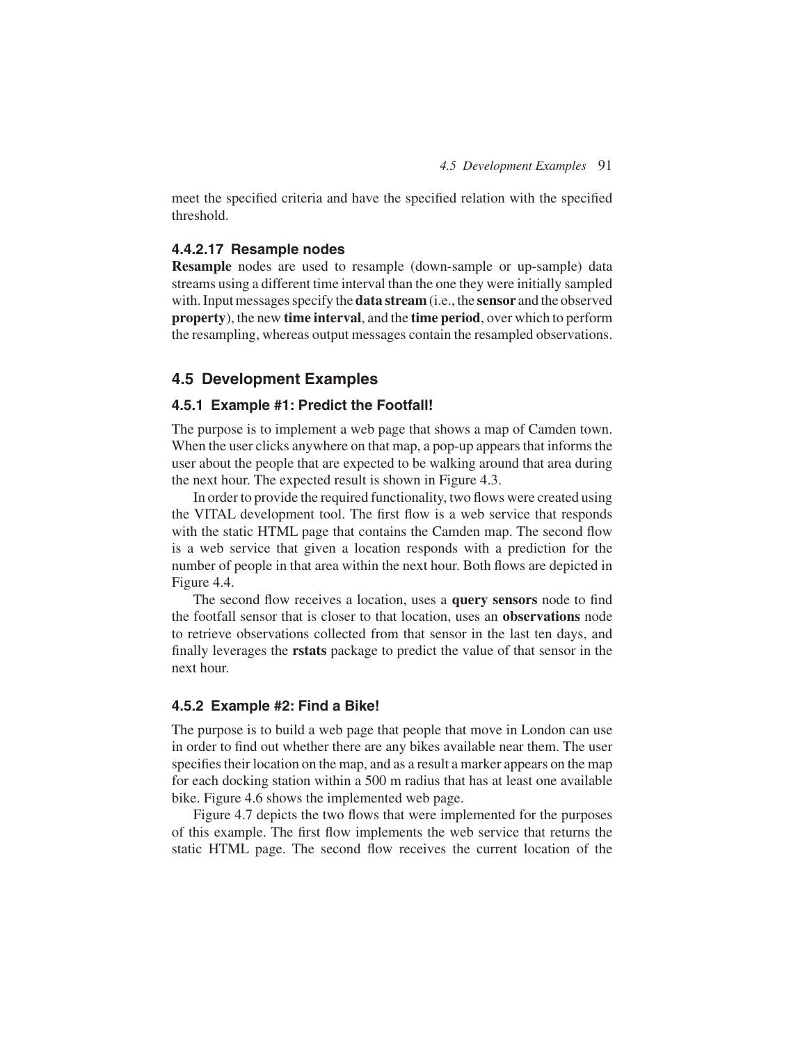meet the specified criteria and have the specified relation with the specified threshold.

#### 4.4.2.17 Resample nodes

**Resample** nodes are used to resample (down-sample or up-sample) data streams using a different time interval than the one they were initially sampled with. Input messages specify the **data stream** (i.e., the **sensor** and the observed **property**), the new **time interval**, and the **time period**, over which to perform the resampling, whereas output messages contain the resampled observations.

## 4.5 Development Examples

### 4.5.1 Example #1: Predict the Footfall!

The purpose is to implement a web page that shows a map of Camden town. When the user clicks anywhere on that map, a pop-up appears that informs the user about the people that are expected to be walking around that area during the next hour. The expected result is shown in Figure 4.3.

In order to provide the required functionality, two flows were created using the VITAL development tool. The first flow is a web service that responds with the static HTML page that contains the Camden map. The second flow is a web service that given a location responds with a prediction for the number of people in that area within the next hour. Both flows are depicted in Figure 4.4.

The second flow receives a location, uses a **query sensors** node to find the footfall sensor that is closer to that location, uses an **observations** node to retrieve observations collected from that sensor in the last ten days, and finally leverages the **rstats** package to predict the value of that sensor in the next hour.

### 4.5.2 Example #2: Find a Bike!

The purpose is to build a web page that people that move in London can use in order to find out whether there are any bikes available near them. The user specifies their location on the map, and as a result a marker appears on the map for each docking station within a 500 m radius that has at least one available bike. Figure 4.6 shows the implemented web page.

Figure 4.7 depicts the two flows that were implemented for the purposes of this example. The first flow implements the web service that returns the static HTML page. The second flow receives the current location of the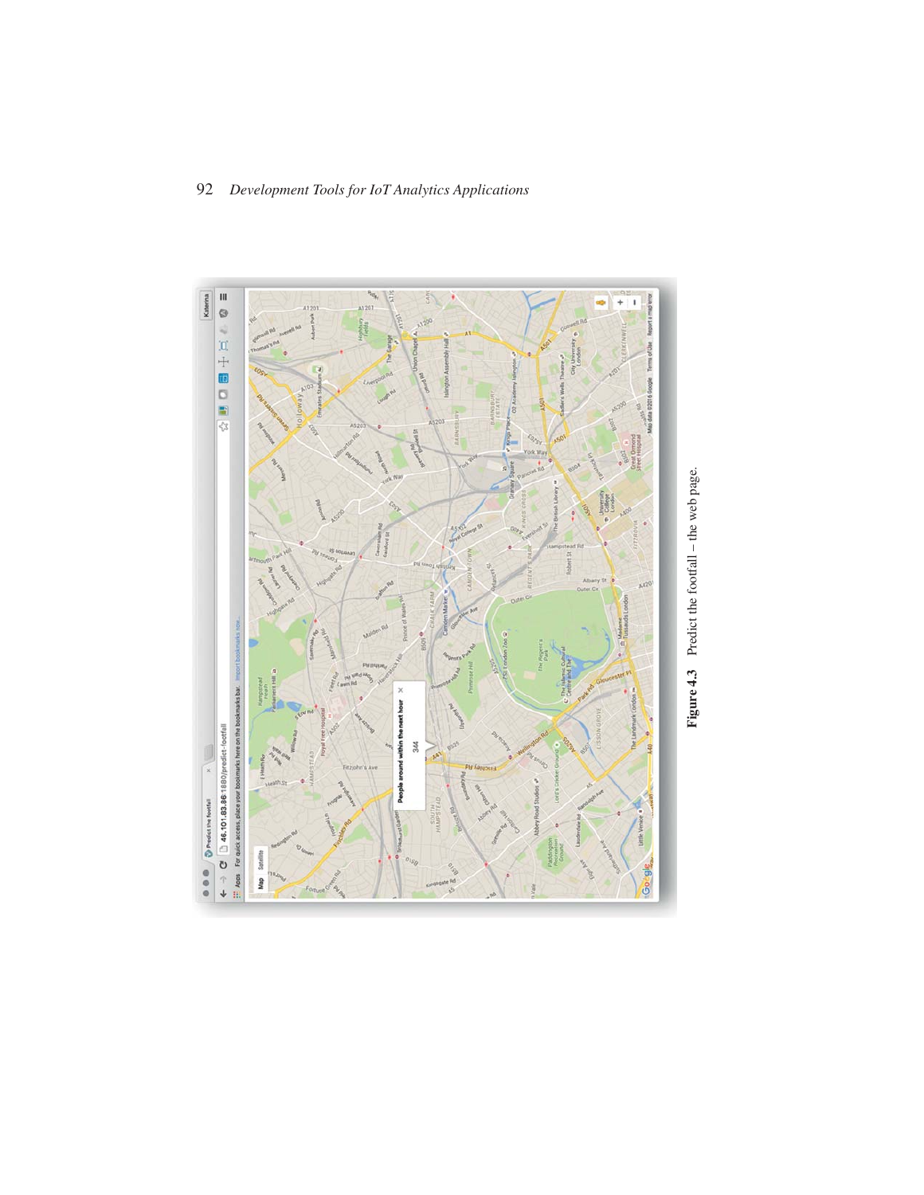Figure 4.3 Predict the footfall – the web page.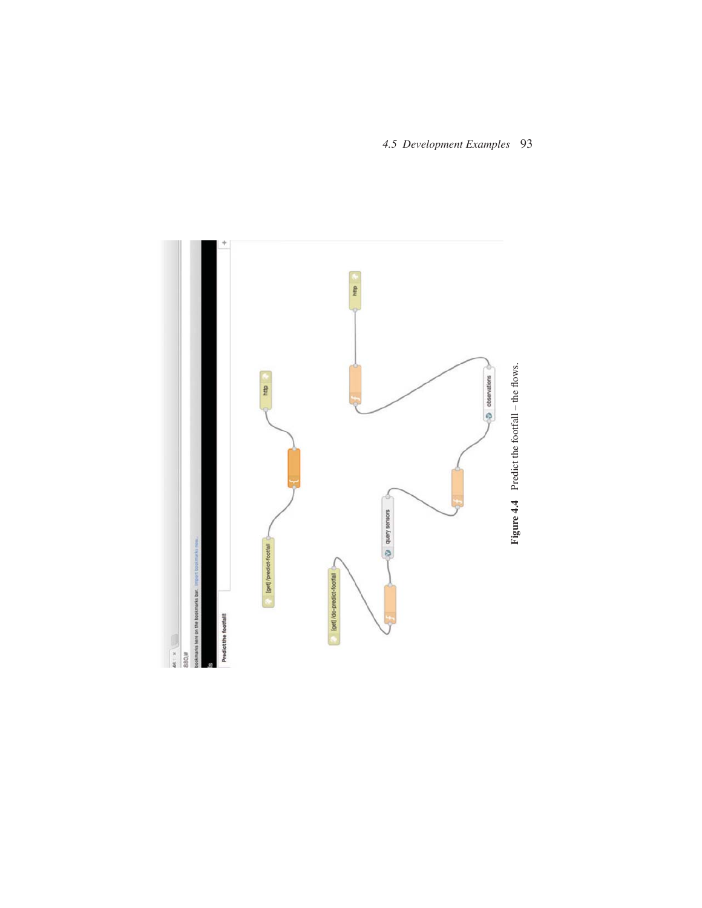**Figure 4.4** Predict the footfall – the flows.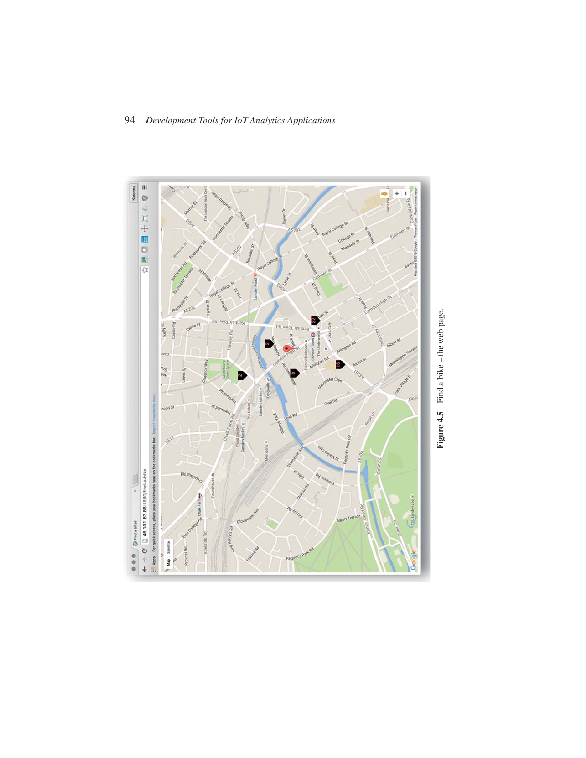**Figure 4.5** Find a bike – the web page.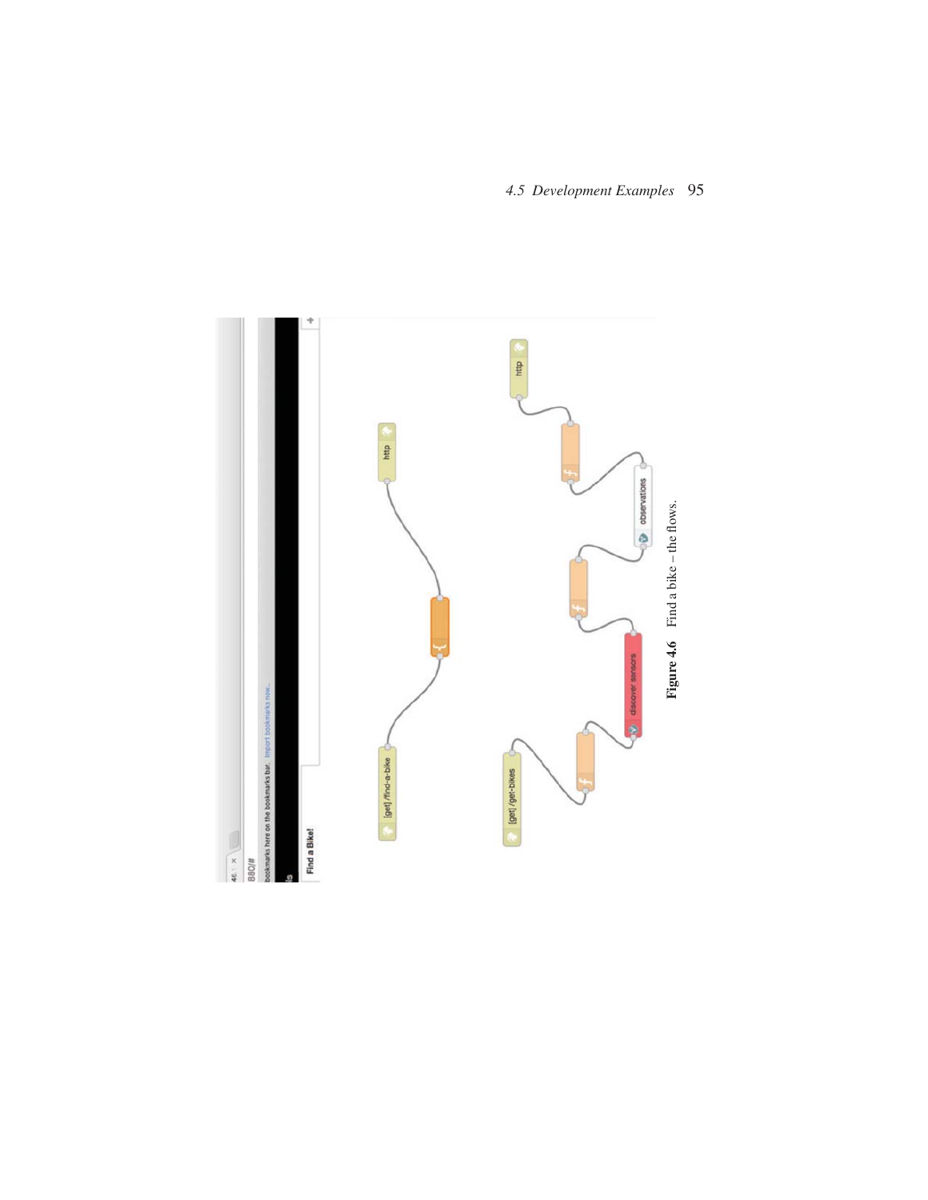Figure 4.6 Find a bike – the flows.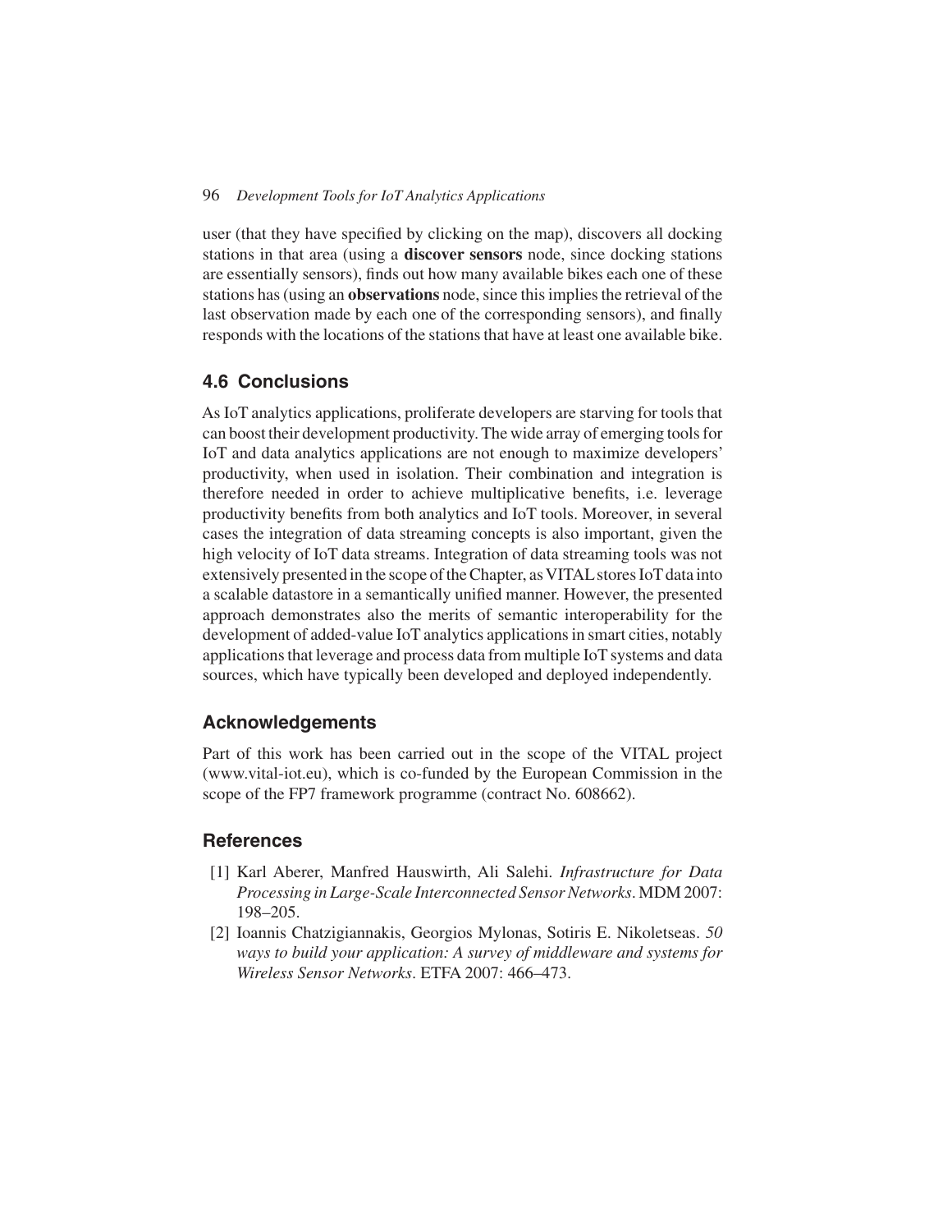user (that they have specified by clicking on the map), discovers all docking stations in that area (using a **discover sensors** node, since docking stations are essentially sensors), finds out how many available bikes each one of these stations has (using an **observations** node, since this implies the retrieval of the last observation made by each one of the corresponding sensors), and finally responds with the locations of the stations that have at least one available bike.

## 4.6 Conclusions

As IoT analytics applications, proliferate developers are starving for tools that can boost their development productivity. The wide array of emerging tools for IoT and data analytics applications are not enough to maximize developers' productivity, when used in isolation. Their combination and integration is therefore needed in order to achieve multiplicative benefits, i.e. leverage productivity benefits from both analytics and IoT tools. Moreover, in several cases the integration of data streaming concepts is also important, given the high velocity of IoT data streams. Integration of data streaming tools was not extensively presented in the scope of the Chapter, as VITAL stores IoT data into a scalable datastore in a semantically unified manner. However, the presented approach demonstrates also the merits of semantic interoperability for the development of added-value IoT analytics applications in smart cities, notably applications that leverage and process data from multiple IoT systems and data sources, which have typically been developed and deployed independently.

## Acknowledgements

Part of this work has been carried out in the scope of the VITAL project (www.vital-iot.eu), which is co-funded by the European Commission in the scope of the FP7 framework programme (contract No. 608662).

## References

[1] Karl Aberer, Manfred Hauswirth, Ali Salehi. *Infrastructure for Data Processing in Large-Scale Interconnected Sensor Networks*. MDM 2007: 198–205.

[2] Ioannis Chatzigiannakis, Georgios Mylonas, Sotiris E. Nikoletseas. *50 ways to build your application: A survey of middleware and systems for Wireless Sensor Networks*. ETFA 2007: 466–473.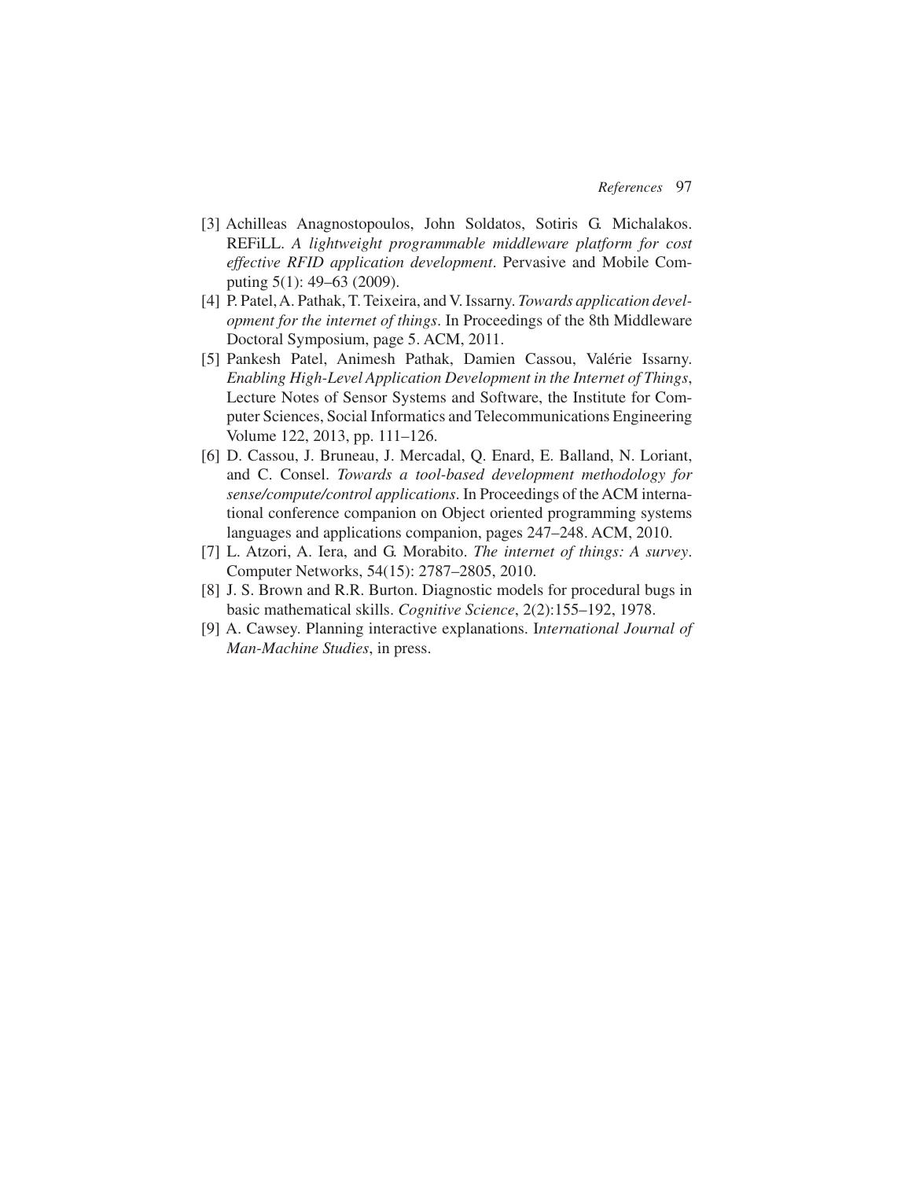[3] Achilleas Anagnostopoulos, John Soldatos, Sotiris G. Michalakos. REFiLL. *A lightweight programmable middleware platform for cost effective RFID application development*. Pervasive and Mobile Computing 5(1): 49–63 (2009).

[4] P. Patel, A. Pathak, T. Teixeira, and V. Issarny. *Towards application development for the internet of things*. In Proceedings of the 8th Middleware Doctoral Symposium, page 5. ACM, 2011.

[5] Pankesh Patel, Animesh Pathak, Damien Cassou, Valérie Issarny. *Enabling High-Level Application Development in the Internet of Things*, Lecture Notes of Sensor Systems and Software, the Institute for Computer Sciences, Social Informatics and Telecommunications Engineering Volume 122, 2013, pp. 111–126.

[6] D. Cassou, J. Bruneau, J. Mercadal, Q. Enard, E. Balland, N. Loriant, and C. Consel. *Towards a tool-based development methodology for sense/compute/control applications*. In Proceedings of the ACM international conference companion on Object oriented programming systems languages and applications companion, pages 247–248. ACM, 2010.

[7] L. Atzori, A. Iera, and G. Morabito. *The internet of things: A survey*. Computer Networks, 54(15): 2787–2805, 2010.

[8] J. S. Brown and R.R. Burton. Diagnostic models for procedural bugs in basic mathematical skills. *Cognitive Science*, 2(2):155–192, 1978.

[9] A. Cawsey. Planning interactive explanations. I*nternational Journal of Man-Machine Studies*, in press.